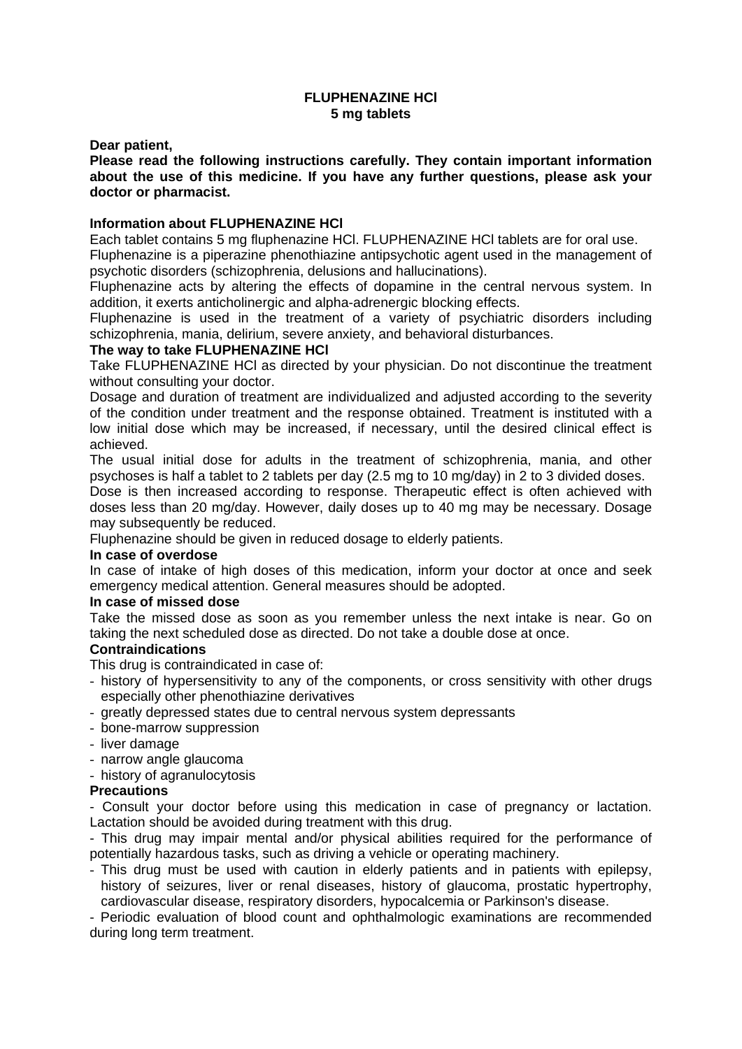# FLUPHENAZINE HCl
## 5 mg tablets

**Dear patient,**

**Please read the following instructions carefully. They contain important information about the use of this medicine. If you have any further questions, please ask your doctor or pharmacist.**

### Information about FLUPHENAZINE HCl

Each tablet contains 5 mg fluphenazine HCl. FLUPHENAZINE HCl tablets are for oral use.

Fluphenazine is a piperazine phenothiazine antipsychotic agent used in the management of psychotic disorders (schizophrenia, delusions and hallucinations).

Fluphenazine acts by altering the effects of dopamine in the central nervous system. In addition, it exerts anticholinergic and alpha-adrenergic blocking effects.

Fluphenazine is used in the treatment of a variety of psychiatric disorders including schizophrenia, mania, delirium, severe anxiety, and behavioral disturbances.

### The way to take FLUPHENAZINE HCl

Take FLUPHENAZINE HCl as directed by your physician. Do not discontinue the treatment without consulting your doctor.

Dosage and duration of treatment are individualized and adjusted according to the severity of the condition under treatment and the response obtained. Treatment is instituted with a low initial dose which may be increased, if necessary, until the desired clinical effect is achieved.

The usual initial dose for adults in the treatment of schizophrenia, mania, and other psychoses is half a tablet to 2 tablets per day (2.5 mg to 10 mg/day) in 2 to 3 divided doses.

Dose is then increased according to response. Therapeutic effect is often achieved with doses less than 20 mg/day. However, daily doses up to 40 mg may be necessary. Dosage may subsequently be reduced.

Fluphenazine should be given in reduced dosage to elderly patients.

### In case of overdose

In case of intake of high doses of this medication, inform your doctor at once and seek emergency medical attention. General measures should be adopted.

### In case of missed dose

Take the missed dose as soon as you remember unless the next intake is near. Go on taking the next scheduled dose as directed. Do not take a double dose at once.

### Contraindications

This drug is contraindicated in case of:

- history of hypersensitivity to any of the components, or cross sensitivity with other drugs especially other phenothiazine derivatives
- greatly depressed states due to central nervous system depressants
- bone-marrow suppression
- liver damage
- narrow angle glaucoma
- history of agranulocytosis

### Precautions

- Consult your doctor before using this medication in case of pregnancy or lactation. Lactation should be avoided during treatment with this drug.
- This drug may impair mental and/or physical abilities required for the performance of potentially hazardous tasks, such as driving a vehicle or operating machinery.
- This drug must be used with caution in elderly patients and in patients with epilepsy, history of seizures, liver or renal diseases, history of glaucoma, prostatic hypertrophy, cardiovascular disease, respiratory disorders, hypocalcemia or Parkinson's disease.
- Periodic evaluation of blood count and ophthalmologic examinations are recommended during long term treatment.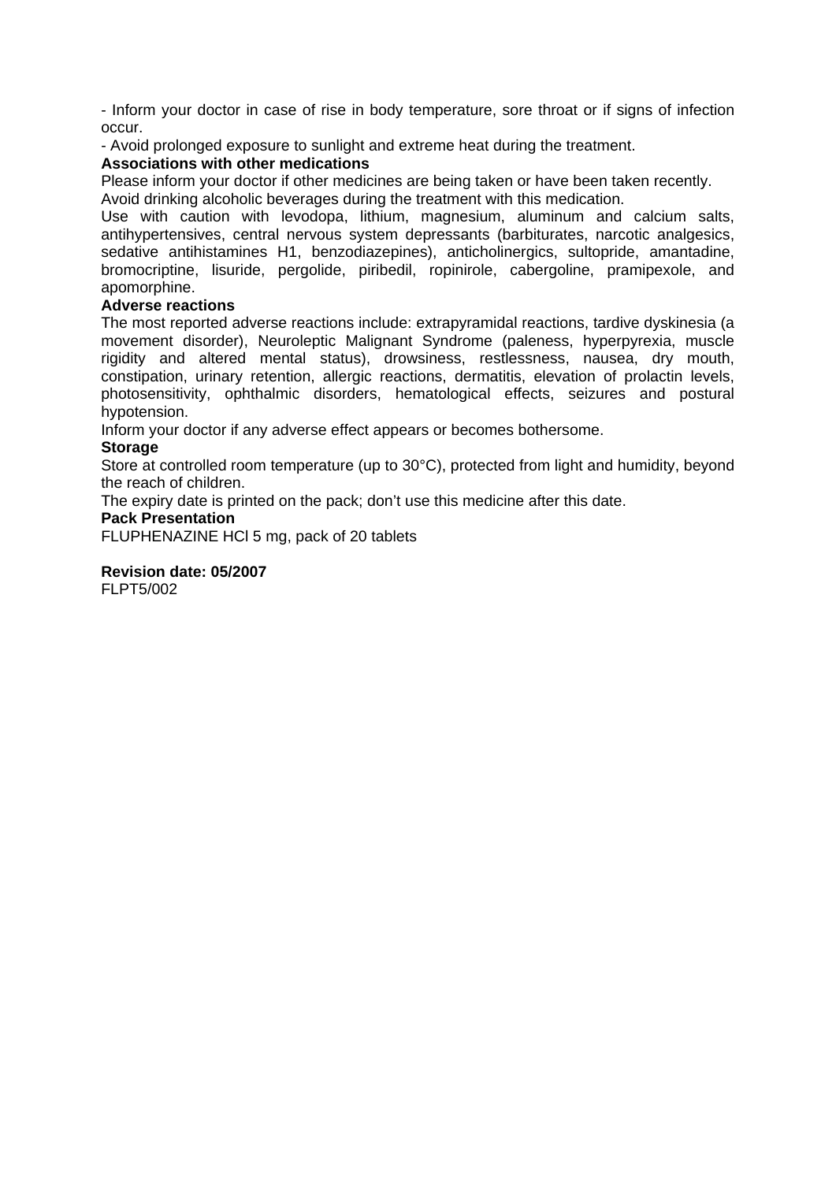- Inform your doctor in case of rise in body temperature, sore throat or if signs of infection occur.

- Avoid prolonged exposure to sunlight and extreme heat during the treatment.

**Associations with other medications**

Please inform your doctor if other medicines are being taken or have been taken recently.

Avoid drinking alcoholic beverages during the treatment with this medication.

Use with caution with levodopa, lithium, magnesium, aluminum and calcium salts, antihypertensives, central nervous system depressants (barbiturates, narcotic analgesics, sedative antihistamines H1, benzodiazepines), anticholinergics, sultopride, amantadine, bromocriptine, lisuride, pergolide, piribedil, ropinirole, cabergoline, pramipexole, and apomorphine.

**Adverse reactions**

The most reported adverse reactions include: extrapyramidal reactions, tardive dyskinesia (a movement disorder), Neuroleptic Malignant Syndrome (paleness, hyperpyrexia, muscle rigidity and altered mental status), drowsiness, restlessness, nausea, dry mouth, constipation, urinary retention, allergic reactions, dermatitis, elevation of prolactin levels, photosensitivity, ophthalmic disorders, hematological effects, seizures and postural hypotension.

Inform your doctor if any adverse effect appears or becomes bothersome.

**Storage**

Store at controlled room temperature (up to 30°C), protected from light and humidity, beyond the reach of children.

The expiry date is printed on the pack; don't use this medicine after this date.

**Pack Presentation**

FLUPHENAZINE HCl 5 mg, pack of 20 tablets

**Revision date: 05/2007**

FLPT5/002